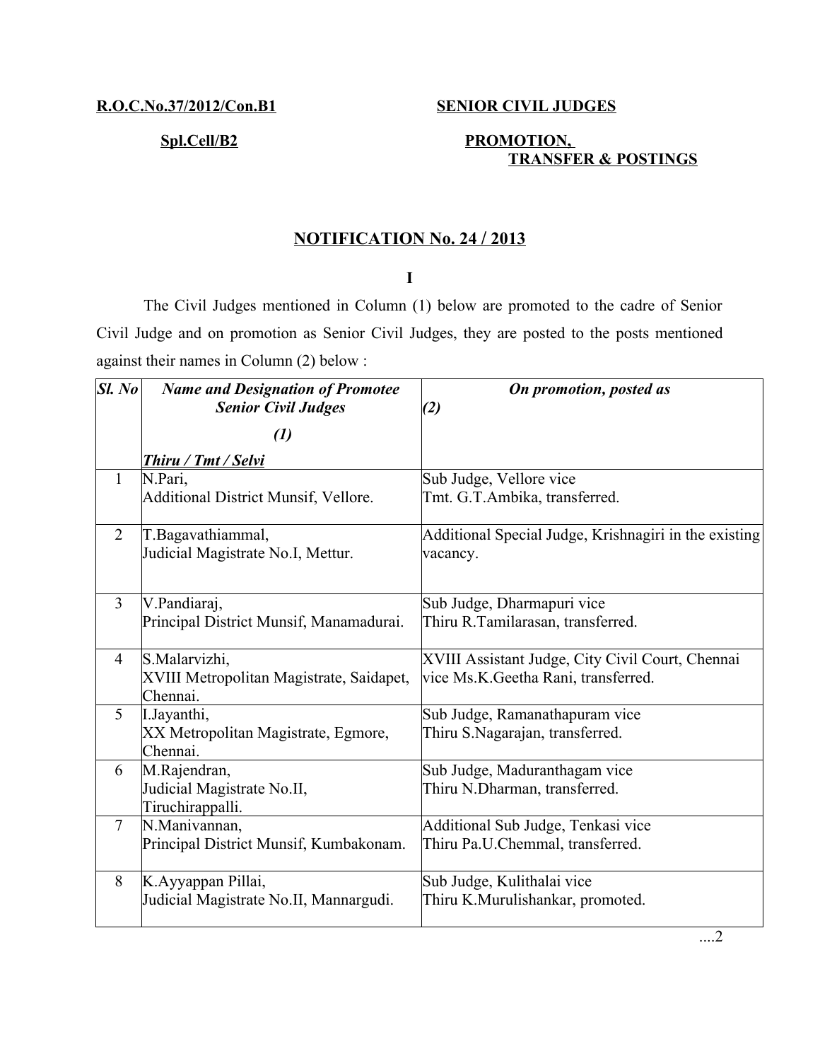**R.O.C.No.37/2012/Con.B1** **SENIOR CIVIL JUDGES**

**Spl.Cell/B2** **PROMOTION, TRANSFER & POSTINGS**

## NOTIFICATION No. 24 / 2013

**I**

The Civil Judges mentioned in Column (1) below are promoted to the cadre of Senior Civil Judge and on promotion as Senior Civil Judges, they are posted to the posts mentioned against their names in Column (2) below :

| *Sl. No* | *Name and Designation of Promotee Senior Civil Judges* *(1)* *Thiru / Tmt / Selvi* | *On promotion, posted as* *(2)* |
|---|---|---|
| 1 | N.Pari, Additional District Munsif, Vellore. | Sub Judge, Vellore vice Tmt. G.T.Ambika, transferred. |
| 2 | T.Bagavathiammal, Judicial Magistrate No.I, Mettur. | Additional Special Judge, Krishnagiri in the existing vacancy. |
| 3 | V.Pandiaraj, Principal District Munsif, Manamadurai. | Sub Judge, Dharmapuri vice Thiru R.Tamilarasan, transferred. |
| 4 | S.Malarvizhi, XVIII Metropolitan Magistrate, Saidapet, Chennai. | XVIII Assistant Judge, City Civil Court, Chennai vice Ms.K.Geetha Rani, transferred. |
| 5 | I.Jayanthi, XX Metropolitan Magistrate, Egmore, Chennai. | Sub Judge, Ramanathapuram vice Thiru S.Nagarajan, transferred. |
| 6 | M.Rajendran, Judicial Magistrate No.II, Tiruchirappalli. | Sub Judge, Maduranthagam vice Thiru N.Dharman, transferred. |
| 7 | N.Manivannan, Principal District Munsif, Kumbakonam. | Additional Sub Judge, Tenkasi vice Thiru Pa.U.Chemmal, transferred. |
| 8 | K.Ayyappan Pillai, Judicial Magistrate No.II, Mannargudi. | Sub Judge, Kulithalai vice Thiru K.Murulishankar, promoted. |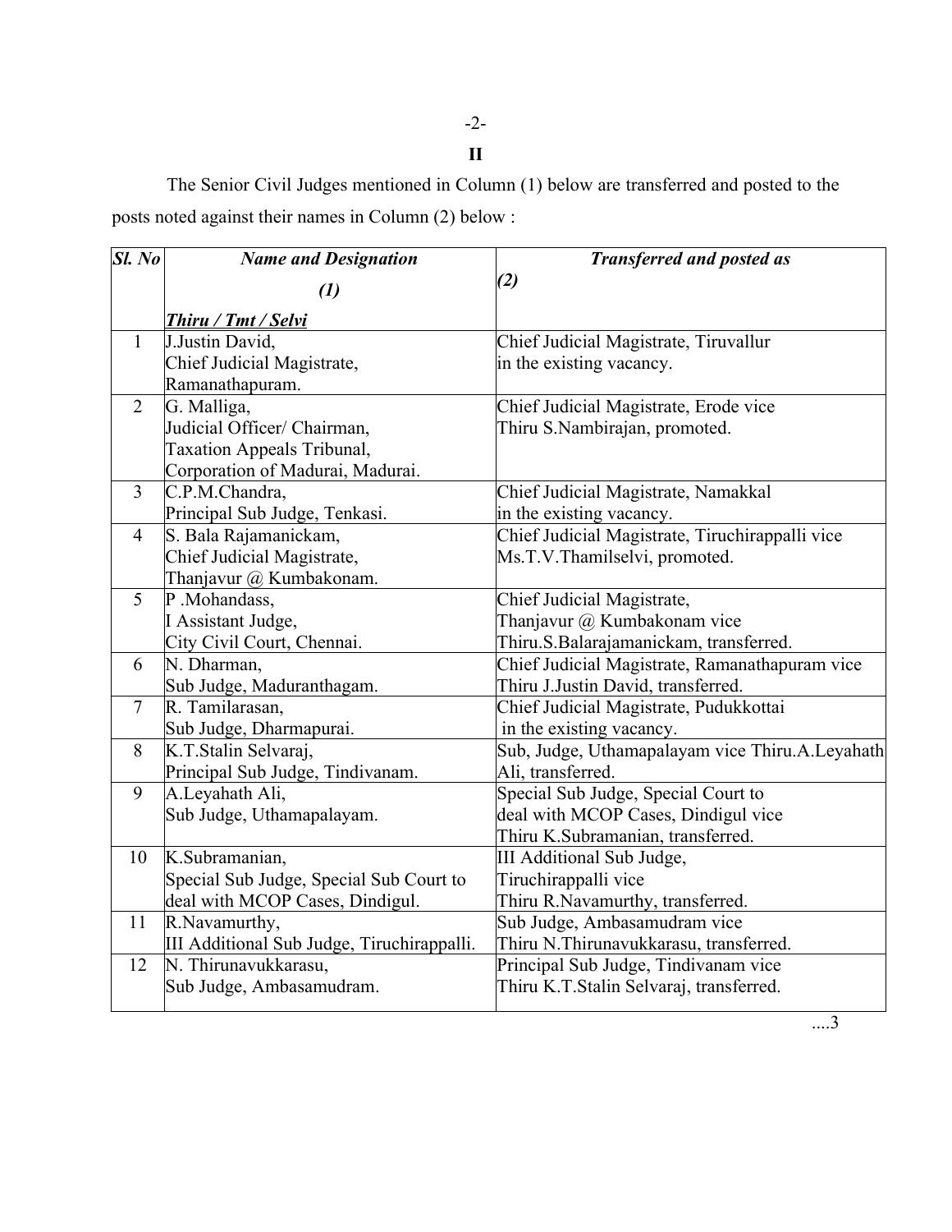## II

The Senior Civil Judges mentioned in Column (1) below are transferred and posted to the posts noted against their names in Column (2) below :

| *Sl. No* | *Name and Designation* <br> *(1)* <br> *Thiru / Tmt / Selvi* | *Transferred and posted as* <br> *(2)* |
|---|---|---|
| 1 | J.Justin David, <br> Chief Judicial Magistrate, <br> Ramanathapuram. | Chief Judicial Magistrate, Tiruvallur <br> in the existing vacancy. |
| 2 | G. Malliga, <br> Judicial Officer/ Chairman, <br> Taxation Appeals Tribunal, <br> Corporation of Madurai, Madurai. | Chief Judicial Magistrate, Erode vice <br> Thiru S.Nambirajan, promoted. |
| 3 | C.P.M.Chandra, <br> Principal Sub Judge, Tenkasi. | Chief Judicial Magistrate, Namakkal <br> in the existing vacancy. |
| 4 | S. Bala Rajamanickam, <br> Chief Judicial Magistrate, <br> Thanjavur @ Kumbakonam. | Chief Judicial Magistrate, Tiruchirappalli vice <br> Ms.T.V.Thamilselvi, promoted. |
| 5 | P .Mohandass, <br> I Assistant Judge, <br> City Civil Court, Chennai. | Chief Judicial Magistrate, <br> Thanjavur @ Kumbakonam vice <br> Thiru.S.Balarajamanickam, transferred. |
| 6 | N. Dharman, <br> Sub Judge, Maduranthagam. | Chief Judicial Magistrate, Ramanathapuram vice <br> Thiru J.Justin David, transferred. |
| 7 | R. Tamilarasan, <br> Sub Judge, Dharmapurai. | Chief Judicial Magistrate, Pudukkottai <br> in the existing vacancy. |
| 8 | K.T.Stalin Selvaraj, <br> Principal Sub Judge, Tindivanam. | Sub, Judge, Uthamapalayam vice Thiru.A.Leyahath Ali, transferred. |
| 9 | A.Leyahath Ali, <br> Sub Judge, Uthamapalayam. | Special Sub Judge, Special Court to <br> deal with MCOP Cases, Dindigul vice <br> Thiru K.Subramanian, transferred. |
| 10 | K.Subramanian, <br> Special Sub Judge, Special Sub Court to <br> deal with MCOP Cases, Dindigul. | III Additional Sub Judge, <br> Tiruchirappalli vice <br> Thiru R.Navamurthy, transferred. |
| 11 | R.Navamurthy, <br> III Additional Sub Judge, Tiruchirappalli. | Sub Judge, Ambasamudram vice <br> Thiru N.Thirunavukkarasu, transferred. |
| 12 | N. Thirunavukkarasu, <br> Sub Judge, Ambasamudram. | Principal Sub Judge, Tindivanam vice <br> Thiru K.T.Stalin Selvaraj, transferred. |

....3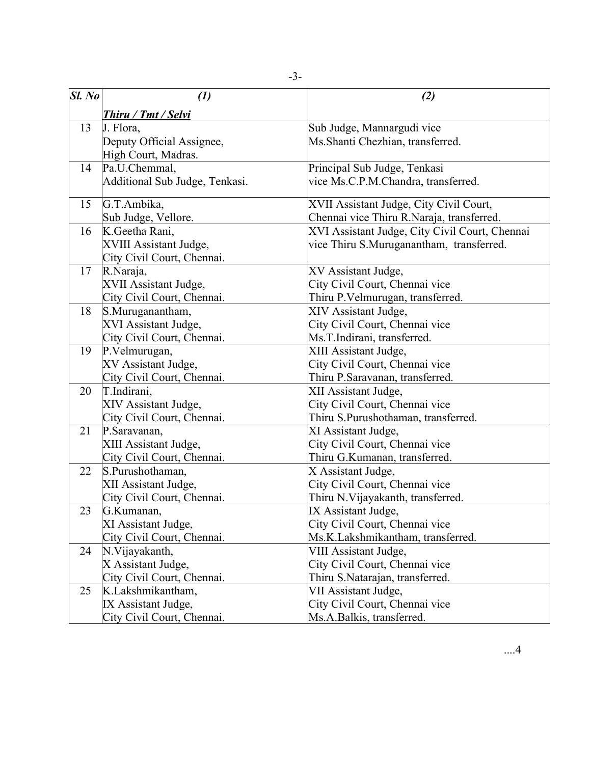| Sl. No | (1) <br> ***Thiru / Tmt / Selvi*** | (2) |
|---|---|---|
| 13 | J. Flora, <br> Deputy Official Assignee, <br> High Court, Madras. | Sub Judge, Mannargudi vice <br> Ms.Shanti Chezhian, transferred. |
| 14 | Pa.U.Chemmal, <br> Additional Sub Judge, Tenkasi. | Principal Sub Judge, Tenkasi <br> vice Ms.C.P.M.Chandra, transferred. |
| 15 | G.T.Ambika, <br> Sub Judge, Vellore. | XVII Assistant Judge, City Civil Court, <br> Chennai vice Thiru R.Naraja, transferred. |
| 16 | K.Geetha Rani, <br> XVIII Assistant Judge, <br> City Civil Court, Chennai. | XVI Assistant Judge, City Civil Court, Chennai <br> vice Thiru S.Muruganantham, transferred. |
| 17 | R.Naraja, <br> XVII Assistant Judge, <br> City Civil Court, Chennai. | XV Assistant Judge, <br> City Civil Court, Chennai vice <br> Thiru P.Velmurugan, transferred. |
| 18 | S.Muruganantham, <br> XVI Assistant Judge, <br> City Civil Court, Chennai. | XIV Assistant Judge, <br> City Civil Court, Chennai vice <br> Ms.T.Indirani, transferred. |
| 19 | P.Velmurugan, <br> XV Assistant Judge, <br> City Civil Court, Chennai. | XIII Assistant Judge, <br> City Civil Court, Chennai vice <br> Thiru P.Saravanan, transferred. |
| 20 | T.Indirani, <br> XIV Assistant Judge, <br> City Civil Court, Chennai. | XII Assistant Judge, <br> City Civil Court, Chennai vice <br> Thiru S.Purushothaman, transferred. |
| 21 | P.Saravanan, <br> XIII Assistant Judge, <br> City Civil Court, Chennai. | XI Assistant Judge, <br> City Civil Court, Chennai vice <br> Thiru G.Kumanan, transferred. |
| 22 | S.Purushothaman, <br> XII Assistant Judge, <br> City Civil Court, Chennai. | X Assistant Judge, <br> City Civil Court, Chennai vice <br> Thiru N.Vijayakanth, transferred. |
| 23 | G.Kumanan, <br> XI Assistant Judge, <br> City Civil Court, Chennai. | IX Assistant Judge, <br> City Civil Court, Chennai vice <br> Ms.K.Lakshmikantham, transferred. |
| 24 | N.Vijayakanth, <br> X Assistant Judge, <br> City Civil Court, Chennai. | VIII Assistant Judge, <br> City Civil Court, Chennai vice <br> Thiru S.Natarajan, transferred. |
| 25 | K.Lakshmikantham, <br> IX Assistant Judge, <br> City Civil Court, Chennai. | VII Assistant Judge, <br> City Civil Court, Chennai vice <br> Ms.A.Balkis, transferred. |

....4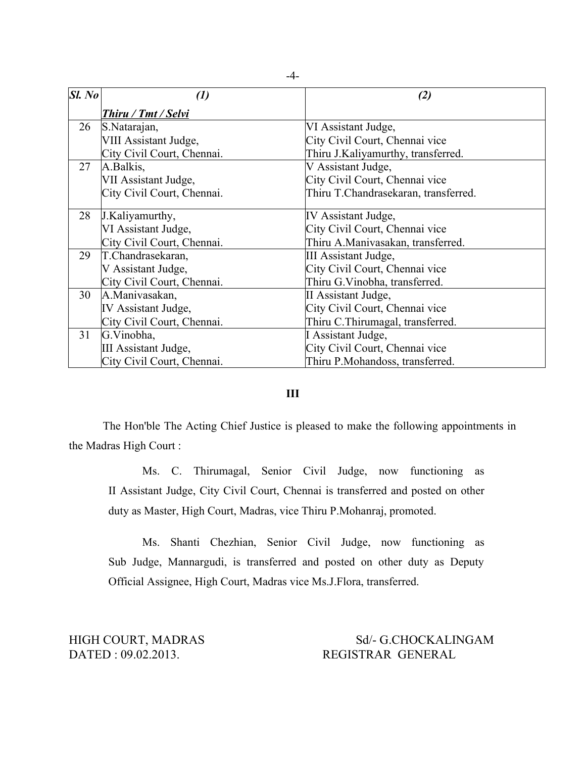| Sl. No | (1)<br>*Thiru / Tmt / Selvi* | (2) |
|---|---|---|
| 26 | S.Natarajan,<br>VIII Assistant Judge,<br>City Civil Court, Chennai. | VI Assistant Judge,<br>City Civil Court, Chennai vice<br>Thiru J.Kaliyamurthy, transferred. |
| 27 | A.Balkis,<br>VII Assistant Judge,<br>City Civil Court, Chennai. | V Assistant Judge,<br>City Civil Court, Chennai vice<br>Thiru T.Chandrasekaran, transferred. |
| 28 | J.Kaliyamurthy,<br>VI Assistant Judge,<br>City Civil Court, Chennai. | IV Assistant Judge,<br>City Civil Court, Chennai vice<br>Thiru A.Manivasakan, transferred. |
| 29 | T.Chandrasekaran,<br>V Assistant Judge,<br>City Civil Court, Chennai. | III Assistant Judge,<br>City Civil Court, Chennai vice<br>Thiru G.Vinobha, transferred. |
| 30 | A.Manivasakan,<br>IV Assistant Judge,<br>City Civil Court, Chennai. | II Assistant Judge,<br>City Civil Court, Chennai vice<br>Thiru C.Thirumagal, transferred. |
| 31 | G.Vinobha,<br>III Assistant Judge,<br>City Civil Court, Chennai. | I Assistant Judge,<br>City Civil Court, Chennai vice<br>Thiru P.Mohandoss, transferred. |

**III**

The Hon'ble The Acting Chief Justice is pleased to make the following appointments in the Madras High Court :

Ms. C. Thirumagal, Senior Civil Judge, now functioning as II Assistant Judge, City Civil Court, Chennai is transferred and posted on other duty as Master, High Court, Madras, vice Thiru P.Mohanraj, promoted.

Ms. Shanti Chezhian, Senior Civil Judge, now functioning as Sub Judge, Mannargudi, is transferred and posted on other duty as Deputy Official Assignee, High Court, Madras vice Ms.J.Flora, transferred.

HIGH COURT, MADRAS
DATED : 09.02.2013.

Sd/- G.CHOCKALINGAM
REGISTRAR GENERAL